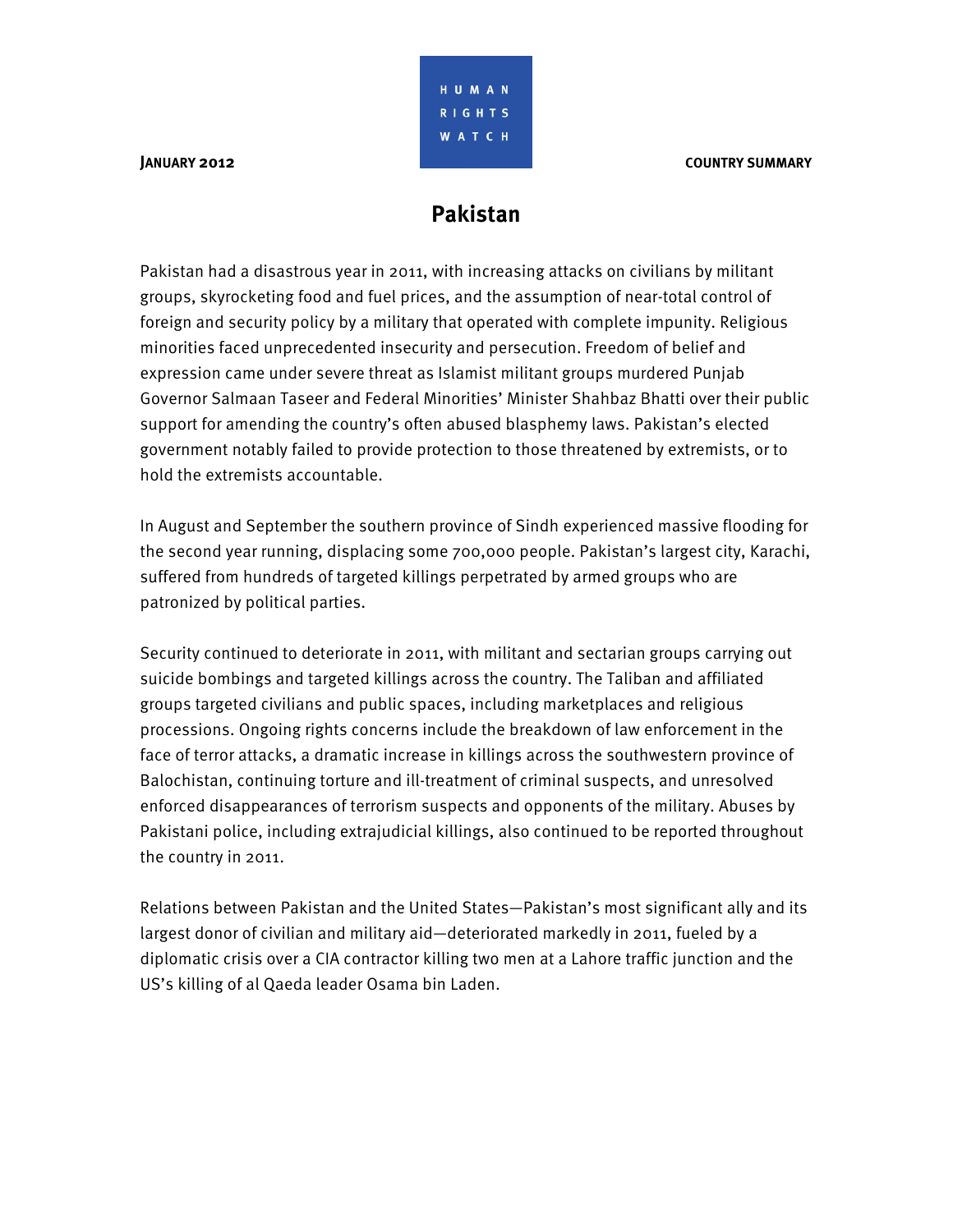**JANUARY 2012** | **HUMAN RIGHTS WATCH** | **COUNTRY SUMMARY**

# Pakistan

Pakistan had a disastrous year in 2011, with increasing attacks on civilians by militant groups, skyrocketing food and fuel prices, and the assumption of near-total control of foreign and security policy by a military that operated with complete impunity. Religious minorities faced unprecedented insecurity and persecution. Freedom of belief and expression came under severe threat as Islamist militant groups murdered Punjab Governor Salmaan Taseer and Federal Minorities' Minister Shahbaz Bhatti over their public support for amending the country's often abused blasphemy laws. Pakistan's elected government notably failed to provide protection to those threatened by extremists, or to hold the extremists accountable.

In August and September the southern province of Sindh experienced massive flooding for the second year running, displacing some 700,000 people. Pakistan's largest city, Karachi, suffered from hundreds of targeted killings perpetrated by armed groups who are patronized by political parties.

Security continued to deteriorate in 2011, with militant and sectarian groups carrying out suicide bombings and targeted killings across the country. The Taliban and affiliated groups targeted civilians and public spaces, including marketplaces and religious processions. Ongoing rights concerns include the breakdown of law enforcement in the face of terror attacks, a dramatic increase in killings across the southwestern province of Balochistan, continuing torture and ill-treatment of criminal suspects, and unresolved enforced disappearances of terrorism suspects and opponents of the military. Abuses by Pakistani police, including extrajudicial killings, also continued to be reported throughout the country in 2011.

Relations between Pakistan and the United States—Pakistan's most significant ally and its largest donor of civilian and military aid—deteriorated markedly in 2011, fueled by a diplomatic crisis over a CIA contractor killing two men at a Lahore traffic junction and the US's killing of al Qaeda leader Osama bin Laden.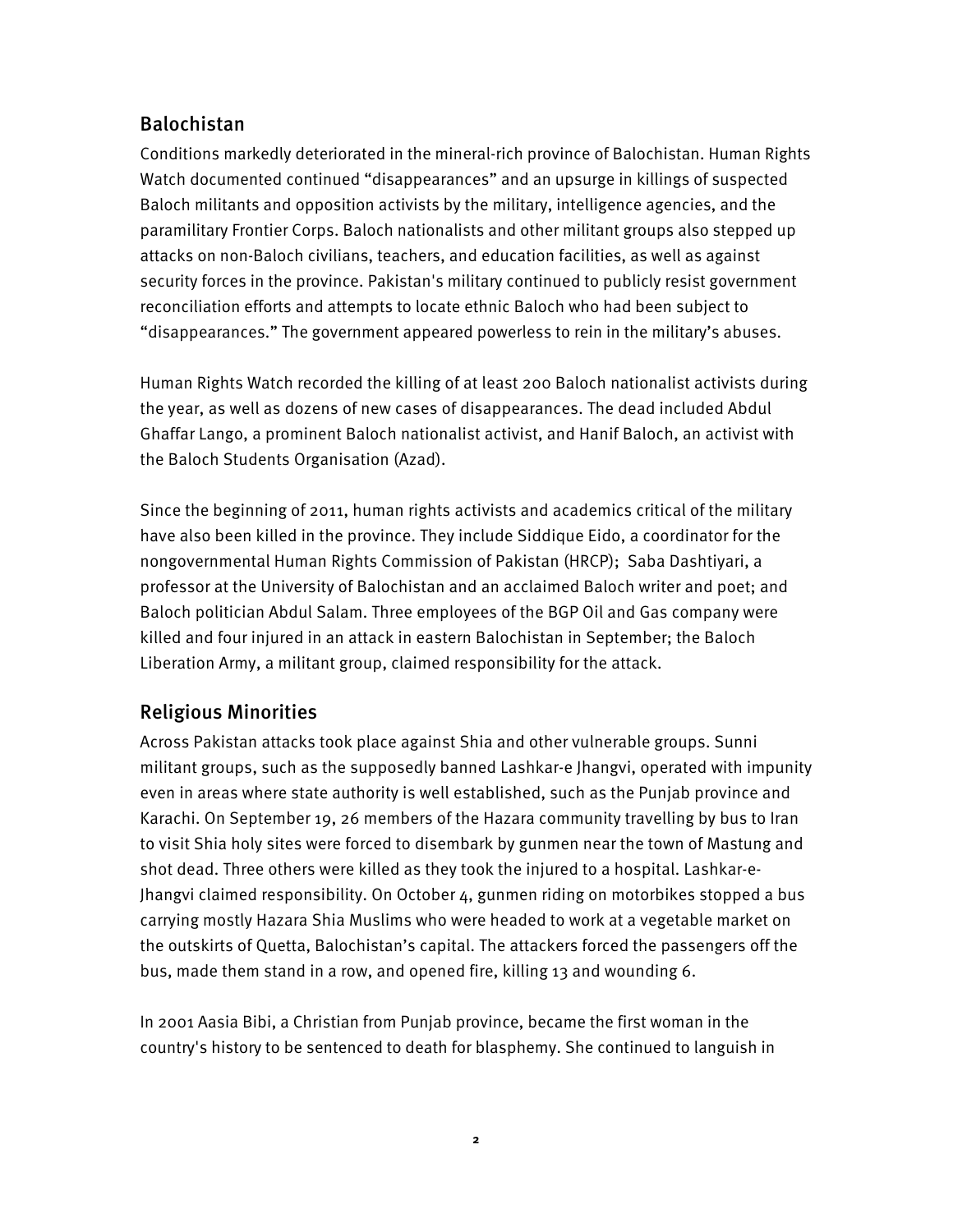## Balochistan

Conditions markedly deteriorated in the mineral-rich province of Balochistan. Human Rights Watch documented continued "disappearances" and an upsurge in killings of suspected Baloch militants and opposition activists by the military, intelligence agencies, and the paramilitary Frontier Corps. Baloch nationalists and other militant groups also stepped up attacks on non-Baloch civilians, teachers, and education facilities, as well as against security forces in the province. Pakistan's military continued to publicly resist government reconciliation efforts and attempts to locate ethnic Baloch who had been subject to "disappearances." The government appeared powerless to rein in the military's abuses.

Human Rights Watch recorded the killing of at least 200 Baloch nationalist activists during the year, as well as dozens of new cases of disappearances. The dead included Abdul Ghaffar Lango, a prominent Baloch nationalist activist, and Hanif Baloch, an activist with the Baloch Students Organisation (Azad).

Since the beginning of 2011, human rights activists and academics critical of the military have also been killed in the province. They include Siddique Eido, a coordinator for the nongovernmental Human Rights Commission of Pakistan (HRCP); Saba Dashtiyari, a professor at the University of Balochistan and an acclaimed Baloch writer and poet; and Baloch politician Abdul Salam. Three employees of the BGP Oil and Gas company were killed and four injured in an attack in eastern Balochistan in September; the Baloch Liberation Army, a militant group, claimed responsibility for the attack.

## Religious Minorities

Across Pakistan attacks took place against Shia and other vulnerable groups. Sunni militant groups, such as the supposedly banned Lashkar-e Jhangvi, operated with impunity even in areas where state authority is well established, such as the Punjab province and Karachi. On September 19, 26 members of the Hazara community travelling by bus to Iran to visit Shia holy sites were forced to disembark by gunmen near the town of Mastung and shot dead. Three others were killed as they took the injured to a hospital. Lashkar-e-Jhangvi claimed responsibility. On October 4, gunmen riding on motorbikes stopped a bus carrying mostly Hazara Shia Muslims who were headed to work at a vegetable market on the outskirts of Quetta, Balochistan's capital. The attackers forced the passengers off the bus, made them stand in a row, and opened fire, killing 13 and wounding 6.

In 2001 Aasia Bibi, a Christian from Punjab province, became the first woman in the country's history to be sentenced to death for blasphemy. She continued to languish in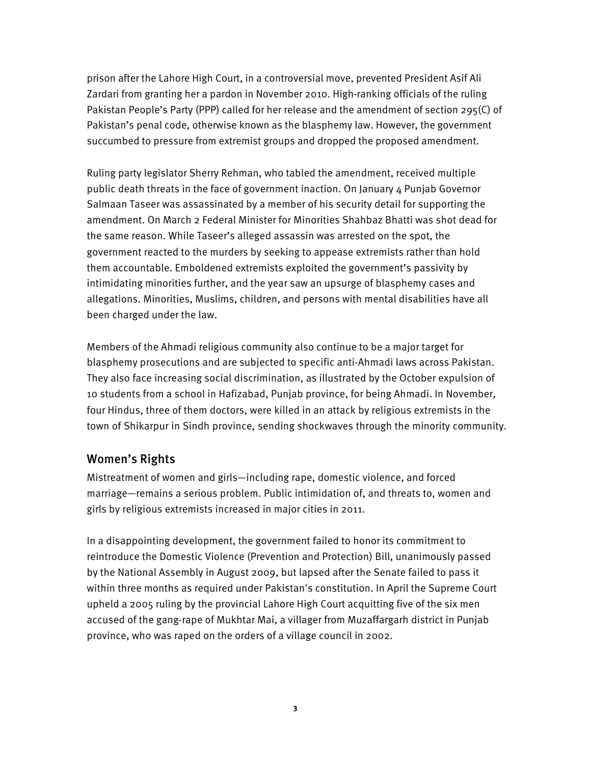prison after the Lahore High Court, in a controversial move, prevented President Asif Ali Zardari from granting her a pardon in November 2010. High-ranking officials of the ruling Pakistan People's Party (PPP) called for her release and the amendment of section 295(C) of Pakistan's penal code, otherwise known as the blasphemy law. However, the government succumbed to pressure from extremist groups and dropped the proposed amendment.

Ruling party legislator Sherry Rehman, who tabled the amendment, received multiple public death threats in the face of government inaction. On January 4 Punjab Governor Salmaan Taseer was assassinated by a member of his security detail for supporting the amendment. On March 2 Federal Minister for Minorities Shahbaz Bhatti was shot dead for the same reason. While Taseer's alleged assassin was arrested on the spot, the government reacted to the murders by seeking to appease extremists rather than hold them accountable. Emboldened extremists exploited the government's passivity by intimidating minorities further, and the year saw an upsurge of blasphemy cases and allegations. Minorities, Muslims, children, and persons with mental disabilities have all been charged under the law.

Members of the Ahmadi religious community also continue to be a major target for blasphemy prosecutions and are subjected to specific anti-Ahmadi laws across Pakistan. They also face increasing social discrimination, as illustrated by the October expulsion of 10 students from a school in Hafizabad, Punjab province, for being Ahmadi. In November, four Hindus, three of them doctors, were killed in an attack by religious extremists in the town of Shikarpur in Sindh province, sending shockwaves through the minority community.

## Women's Rights

Mistreatment of women and girls—including rape, domestic violence, and forced marriage—remains a serious problem. Public intimidation of, and threats to, women and girls by religious extremists increased in major cities in 2011.

In a disappointing development, the government failed to honor its commitment to reintroduce the Domestic Violence (Prevention and Protection) Bill, unanimously passed by the National Assembly in August 2009, but lapsed after the Senate failed to pass it within three months as required under Pakistan's constitution. In April the Supreme Court upheld a 2005 ruling by the provincial Lahore High Court acquitting five of the six men accused of the gang-rape of Mukhtar Mai, a villager from Muzaffargarh district in Punjab province, who was raped on the orders of a village council in 2002.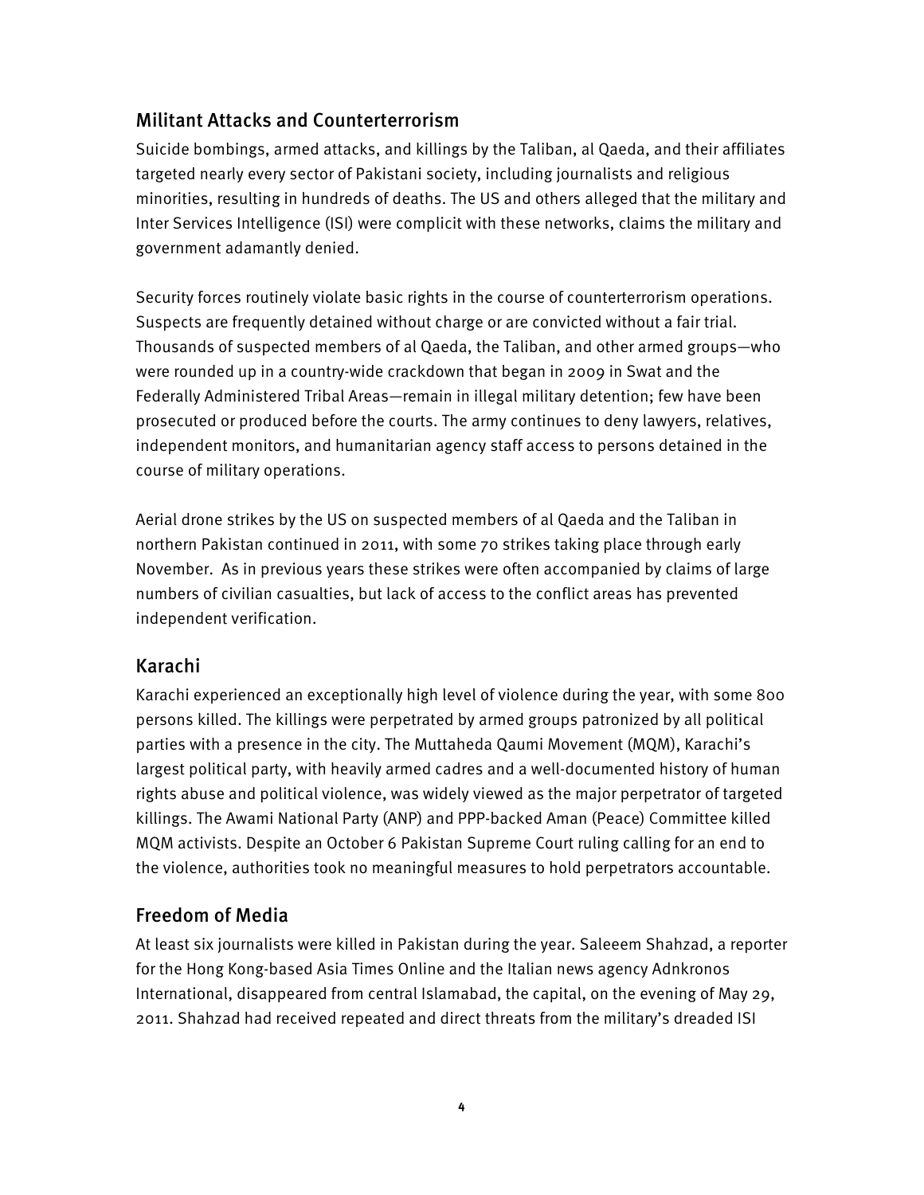## Militant Attacks and Counterterrorism

Suicide bombings, armed attacks, and killings by the Taliban, al Qaeda, and their affiliates targeted nearly every sector of Pakistani society, including journalists and religious minorities, resulting in hundreds of deaths. The US and others alleged that the military and Inter Services Intelligence (ISI) were complicit with these networks, claims the military and government adamantly denied.

Security forces routinely violate basic rights in the course of counterterrorism operations. Suspects are frequently detained without charge or are convicted without a fair trial. Thousands of suspected members of al Qaeda, the Taliban, and other armed groups—who were rounded up in a country-wide crackdown that began in 2009 in Swat and the Federally Administered Tribal Areas—remain in illegal military detention; few have been prosecuted or produced before the courts. The army continues to deny lawyers, relatives, independent monitors, and humanitarian agency staff access to persons detained in the course of military operations.

Aerial drone strikes by the US on suspected members of al Qaeda and the Taliban in northern Pakistan continued in 2011, with some 70 strikes taking place through early November. As in previous years these strikes were often accompanied by claims of large numbers of civilian casualties, but lack of access to the conflict areas has prevented independent verification.

## Karachi

Karachi experienced an exceptionally high level of violence during the year, with some 800 persons killed. The killings were perpetrated by armed groups patronized by all political parties with a presence in the city. The Muttaheda Qaumi Movement (MQM), Karachi's largest political party, with heavily armed cadres and a well-documented history of human rights abuse and political violence, was widely viewed as the major perpetrator of targeted killings. The Awami National Party (ANP) and PPP-backed Aman (Peace) Committee killed MQM activists. Despite an October 6 Pakistan Supreme Court ruling calling for an end to the violence, authorities took no meaningful measures to hold perpetrators accountable.

## Freedom of Media

At least six journalists were killed in Pakistan during the year. Saleeem Shahzad, a reporter for the Hong Kong-based Asia Times Online and the Italian news agency Adnkronos International, disappeared from central Islamabad, the capital, on the evening of May 29, 2011. Shahzad had received repeated and direct threats from the military's dreaded ISI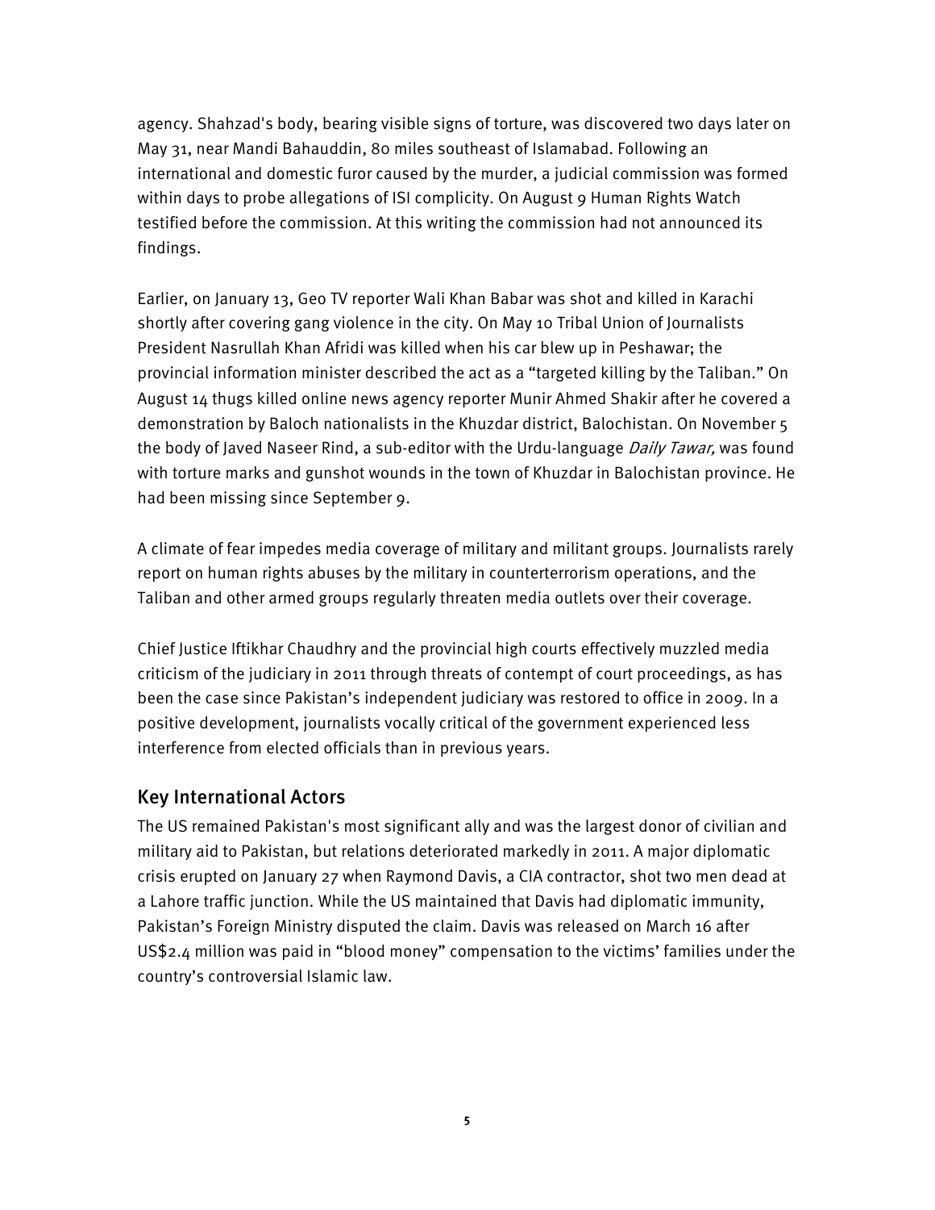agency. Shahzad's body, bearing visible signs of torture, was discovered two days later on May 31, near Mandi Bahauddin, 80 miles southeast of Islamabad. Following an international and domestic furor caused by the murder, a judicial commission was formed within days to probe allegations of ISI complicity. On August 9 Human Rights Watch testified before the commission. At this writing the commission had not announced its findings.

Earlier, on January 13, Geo TV reporter Wali Khan Babar was shot and killed in Karachi shortly after covering gang violence in the city. On May 10 Tribal Union of Journalists President Nasrullah Khan Afridi was killed when his car blew up in Peshawar; the provincial information minister described the act as a “targeted killing by the Taliban.” On August 14 thugs killed online news agency reporter Munir Ahmed Shakir after he covered a demonstration by Baloch nationalists in the Khuzdar district, Balochistan. On November 5 the body of Javed Naseer Rind, a sub-editor with the Urdu-language *Daily Tawar,* was found with torture marks and gunshot wounds in the town of Khuzdar in Balochistan province. He had been missing since September 9.

A climate of fear impedes media coverage of military and militant groups. Journalists rarely report on human rights abuses by the military in counterterrorism operations, and the Taliban and other armed groups regularly threaten media outlets over their coverage.

Chief Justice Iftikhar Chaudhry and the provincial high courts effectively muzzled media criticism of the judiciary in 2011 through threats of contempt of court proceedings, as has been the case since Pakistan’s independent judiciary was restored to office in 2009. In a positive development, journalists vocally critical of the government experienced less interference from elected officials than in previous years.

## Key International Actors

The US remained Pakistan's most significant ally and was the largest donor of civilian and military aid to Pakistan, but relations deteriorated markedly in 2011. A major diplomatic crisis erupted on January 27 when Raymond Davis, a CIA contractor, shot two men dead at a Lahore traffic junction. While the US maintained that Davis had diplomatic immunity, Pakistan’s Foreign Ministry disputed the claim. Davis was released on March 16 after US$2.4 million was paid in “blood money” compensation to the victims’ families under the country’s controversial Islamic law.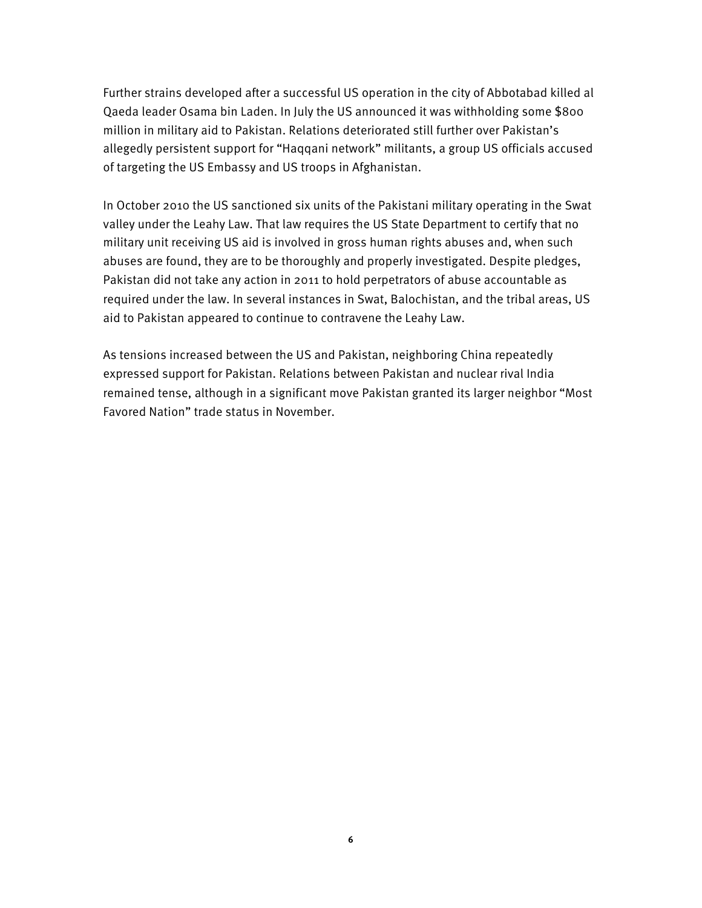Further strains developed after a successful US operation in the city of Abbotabad killed al Qaeda leader Osama bin Laden. In July the US announced it was withholding some $800 million in military aid to Pakistan. Relations deteriorated still further over Pakistan's allegedly persistent support for "Haqqani network" militants, a group US officials accused of targeting the US Embassy and US troops in Afghanistan.

In October 2010 the US sanctioned six units of the Pakistani military operating in the Swat valley under the Leahy Law. That law requires the US State Department to certify that no military unit receiving US aid is involved in gross human rights abuses and, when such abuses are found, they are to be thoroughly and properly investigated. Despite pledges, Pakistan did not take any action in 2011 to hold perpetrators of abuse accountable as required under the law. In several instances in Swat, Balochistan, and the tribal areas, US aid to Pakistan appeared to continue to contravene the Leahy Law.

As tensions increased between the US and Pakistan, neighboring China repeatedly expressed support for Pakistan. Relations between Pakistan and nuclear rival India remained tense, although in a significant move Pakistan granted its larger neighbor "Most Favored Nation" trade status in November.